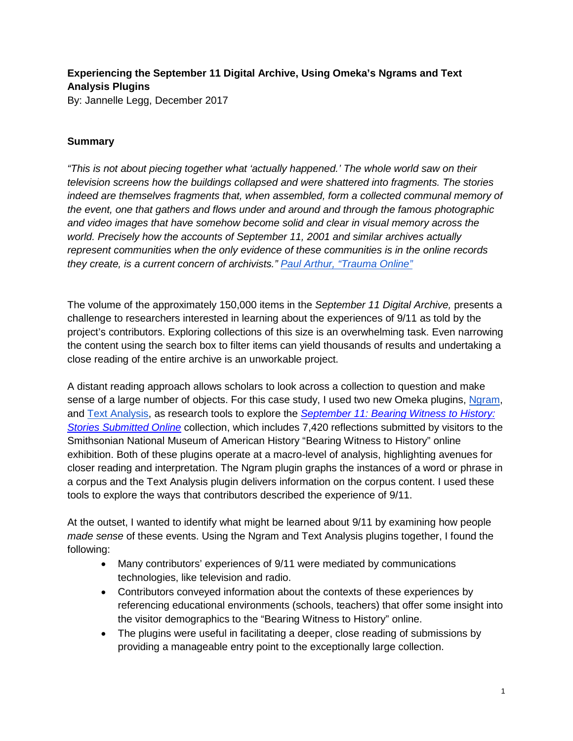**Experiencing the September 11 Digital Archive, Using Omeka's Ngrams and Text Analysis Plugins**

By: Jannelle Legg, December 2017

**Summary**

*"This is not about piecing together what 'actually happened.' The whole world saw on their television screens how the buildings collapsed and were shattered into fragments. The stories indeed are themselves fragments that, when assembled, form a collected communal memory of the event, one that gathers and flows under and around and through the famous photographic and video images that have somehow become solid and clear in visual memory across the world. Precisely how the accounts of September 11, 2001 and similar archives actually represent communities when the only evidence of these communities is in the online records they create, is a current concern of archivists."* [*Paul Arthur, "Trauma Online"*]

The volume of the approximately 150,000 items in the *September 11 Digital Archive,* presents a challenge to researchers interested in learning about the experiences of 9/11 as told by the project's contributors. Exploring collections of this size is an overwhelming task. Even narrowing the content using the search box to filter items can yield thousands of results and undertaking a close reading of the entire archive is an unworkable project.

A distant reading approach allows scholars to look across a collection to question and make sense of a large number of objects. For this case study, I used two new Omeka plugins, [Ngram], and [Text Analysis], as research tools to explore the [*September 11: Bearing Witness to History: Stories Submitted Online*] collection, which includes 7,420 reflections submitted by visitors to the Smithsonian National Museum of American History "Bearing Witness to History" online exhibition. Both of these plugins operate at a macro-level of analysis, highlighting avenues for closer reading and interpretation. The Ngram plugin graphs the instances of a word or phrase in a corpus and the Text Analysis plugin delivers information on the corpus content. I used these tools to explore the ways that contributors described the experience of 9/11.

At the outset, I wanted to identify what might be learned about 9/11 by examining how people *made sense* of these events. Using the Ngram and Text Analysis plugins together, I found the following:

- Many contributors' experiences of 9/11 were mediated by communications technologies, like television and radio.
- Contributors conveyed information about the contexts of these experiences by referencing educational environments (schools, teachers) that offer some insight into the visitor demographics to the "Bearing Witness to History" online.
- The plugins were useful in facilitating a deeper, close reading of submissions by providing a manageable entry point to the exceptionally large collection.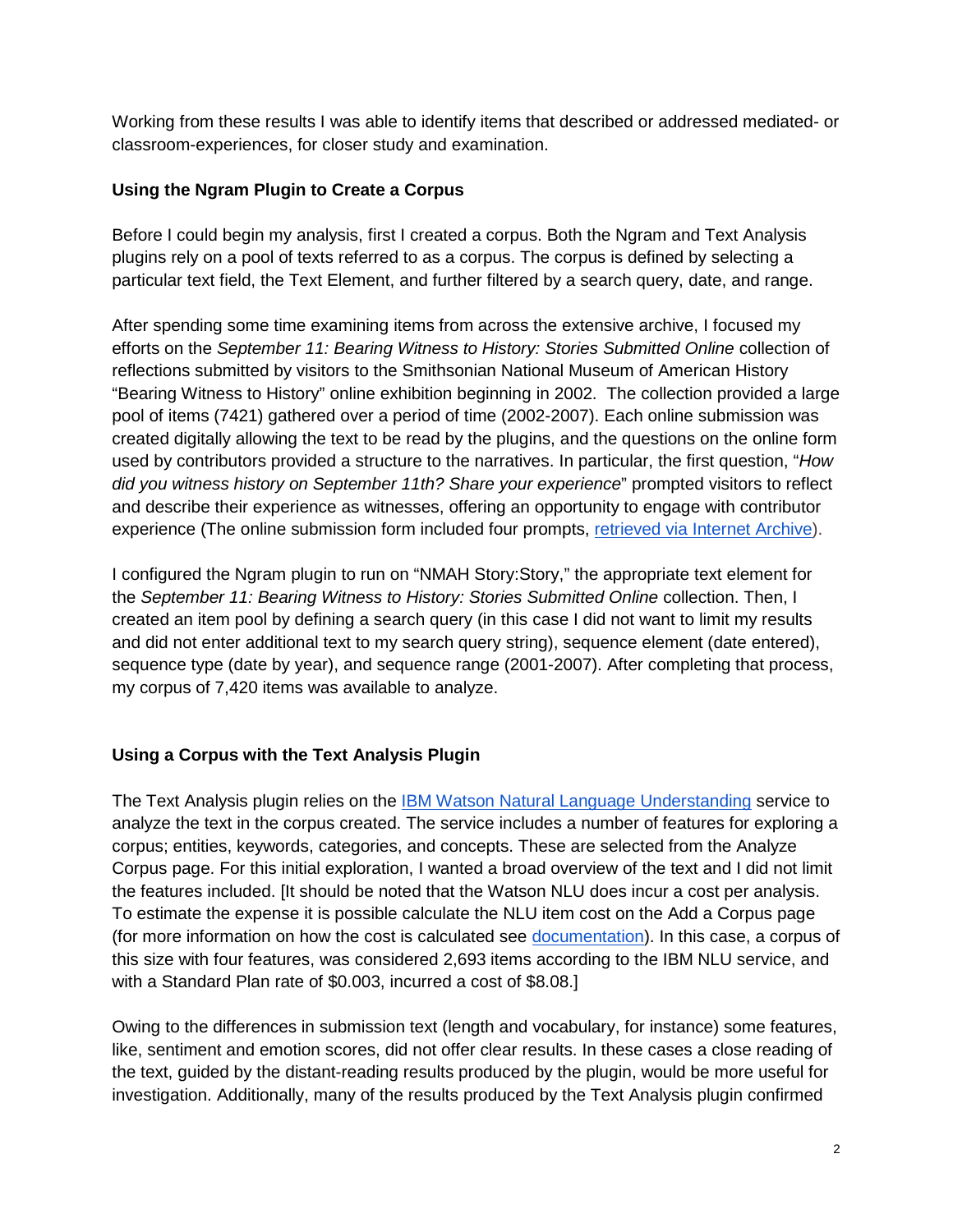Working from these results I was able to identify items that described or addressed mediated- or classroom-experiences, for closer study and examination.

### Using the Ngram Plugin to Create a Corpus

Before I could begin my analysis, first I created a corpus. Both the Ngram and Text Analysis plugins rely on a pool of texts referred to as a corpus. The corpus is defined by selecting a particular text field, the Text Element, and further filtered by a search query, date, and range.

After spending some time examining items from across the extensive archive, I focused my efforts on the *September 11: Bearing Witness to History: Stories Submitted Online* collection of reflections submitted by visitors to the Smithsonian National Museum of American History "Bearing Witness to History" online exhibition beginning in 2002. The collection provided a large pool of items (7421) gathered over a period of time (2002-2007). Each online submission was created digitally allowing the text to be read by the plugins, and the questions on the online form used by contributors provided a structure to the narratives. In particular, the first question, "*How did you witness history on September 11th? Share your experience*" prompted visitors to reflect and describe their experience as witnesses, offering an opportunity to engage with contributor experience (The online submission form included four prompts, retrieved via Internet Archive).

I configured the Ngram plugin to run on "NMAH Story:Story," the appropriate text element for the *September 11: Bearing Witness to History: Stories Submitted Online* collection. Then, I created an item pool by defining a search query (in this case I did not want to limit my results and did not enter additional text to my search query string), sequence element (date entered), sequence type (date by year), and sequence range (2001-2007). After completing that process, my corpus of 7,420 items was available to analyze.

### Using a Corpus with the Text Analysis Plugin

The Text Analysis plugin relies on the IBM Watson Natural Language Understanding service to analyze the text in the corpus created. The service includes a number of features for exploring a corpus; entities, keywords, categories, and concepts. These are selected from the Analyze Corpus page. For this initial exploration, I wanted a broad overview of the text and I did not limit the features included. [It should be noted that the Watson NLU does incur a cost per analysis. To estimate the expense it is possible calculate the NLU item cost on the Add a Corpus page (for more information on how the cost is calculated see documentation). In this case, a corpus of this size with four features, was considered 2,693 items according to the IBM NLU service, and with a Standard Plan rate of $0.003, incurred a cost of $8.08.]

Owing to the differences in submission text (length and vocabulary, for instance) some features, like, sentiment and emotion scores, did not offer clear results. In these cases a close reading of the text, guided by the distant-reading results produced by the plugin, would be more useful for investigation. Additionally, many of the results produced by the Text Analysis plugin confirmed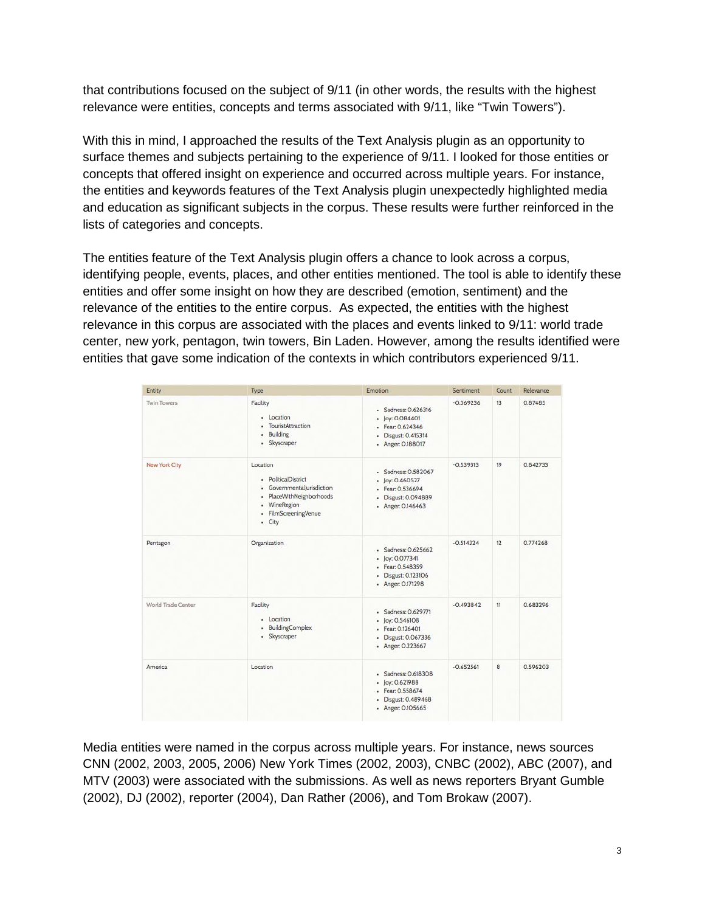that contributions focused on the subject of 9/11 (in other words, the results with the highest relevance were entities, concepts and terms associated with 9/11, like "Twin Towers").

With this in mind, I approached the results of the Text Analysis plugin as an opportunity to surface themes and subjects pertaining to the experience of 9/11. I looked for those entities or concepts that offered insight on experience and occurred across multiple years. For instance, the entities and keywords features of the Text Analysis plugin unexpectedly highlighted media and education as significant subjects in the corpus. These results were further reinforced in the lists of categories and concepts.

The entities feature of the Text Analysis plugin offers a chance to look across a corpus, identifying people, events, places, and other entities mentioned. The tool is able to identify these entities and offer some insight on how they are described (emotion, sentiment) and the relevance of the entities to the entire corpus. As expected, the entities with the highest relevance in this corpus are associated with the places and events linked to 9/11: world trade center, new york, pentagon, twin towers, Bin Laden. However, among the results identified were entities that gave some indication of the contexts in which contributors experienced 9/11.

| Entity | Type | Emotion | Sentiment | Count | Relevance |
|---|---|---|---|---|---|
| Twin Towers | Facility<br>• Location<br>• TouristAttraction<br>• Building<br>• Skyscraper | • Sadness: 0.626316<br>• Joy: 0.084401<br>• Fear: 0.624346<br>• Disgust: 0.415314<br>• Anger: 0.188017 | -0.369236 | 13 | 0.87485 |
| New York City | Location<br>• PoliticalDistrict<br>• GovernmentalJurisdiction<br>• PlaceWithNeighborhoods<br>• WineRegion<br>• FilmScreeningVenue<br>• City | • Sadness: 0.582067<br>• Joy: 0.460527<br>• Fear: 0.536694<br>• Disgust: 0.094889<br>• Anger: 0.146463 | -0.539313 | 19 | 0.842733 |
| Pentagon | Organization | • Sadness: 0.625662<br>• Joy: 0.077341<br>• Fear: 0.548359<br>• Disgust: 0.123106<br>• Anger: 0.171298 | -0.514324 | 12 | 0.774268 |
| World Trade Center | Facility<br>• Location<br>• BuildingComplex<br>• Skyscraper | • Sadness: 0.629771<br>• Joy: 0.546108<br>• Fear: 0.126401<br>• Disgust: 0.067336<br>• Anger: 0.223667 | -0.493842 | 11 | 0.683296 |
| America | Location | • Sadness: 0.618308<br>• Joy: 0.621988<br>• Fear: 0.558674<br>• Disgust: 0.489468<br>• Anger: 0.105665 | -0.652561 | 8 | 0.596203 |

Media entities were named in the corpus across multiple years. For instance, news sources CNN (2002, 2003, 2005, 2006) New York Times (2002, 2003), CNBC (2002), ABC (2007), and MTV (2003) were associated with the submissions. As well as news reporters Bryant Gumble (2002), DJ (2002), reporter (2004), Dan Rather (2006), and Tom Brokaw (2007).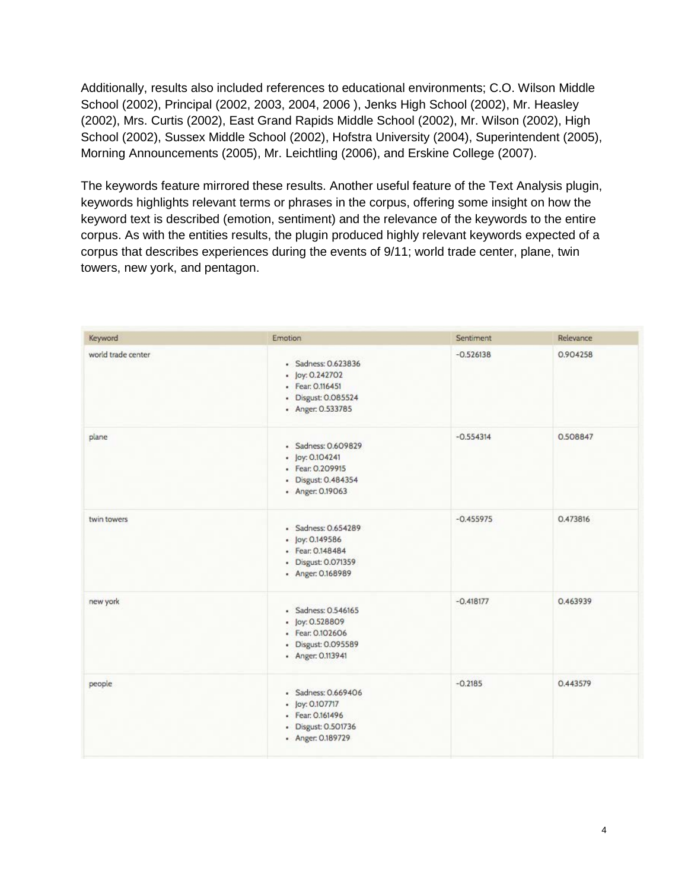Additionally, results also included references to educational environments; C.O. Wilson Middle School (2002), Principal (2002, 2003, 2004, 2006 ), Jenks High School (2002), Mr. Heasley (2002), Mrs. Curtis (2002), East Grand Rapids Middle School (2002), Mr. Wilson (2002), High School (2002), Sussex Middle School (2002), Hofstra University (2004), Superintendent (2005), Morning Announcements (2005), Mr. Leichtling (2006), and Erskine College (2007).

The keywords feature mirrored these results. Another useful feature of the Text Analysis plugin, keywords highlights relevant terms or phrases in the corpus, offering some insight on how the keyword text is described (emotion, sentiment) and the relevance of the keywords to the entire corpus. As with the entities results, the plugin produced highly relevant keywords expected of a corpus that describes experiences during the events of 9/11; world trade center, plane, twin towers, new york, and pentagon.

| Keyword | Emotion | Sentiment | Relevance |
|---|---|---|---|
| world trade center | • Sadness: 0.623836<br>• Joy: 0.242702<br>• Fear: 0.116451<br>• Disgust: 0.085524<br>• Anger: 0.533785 | -0.526138 | 0.904258 |
| plane | • Sadness: 0.609829<br>• Joy: 0.104241<br>• Fear: 0.209915<br>• Disgust: 0.484354<br>• Anger: 0.19063 | -0.554314 | 0.508847 |
| twin towers | • Sadness: 0.654289<br>• Joy: 0.149586<br>• Fear: 0.148484<br>• Disgust: 0.071359<br>• Anger: 0.168989 | -0.455975 | 0.473816 |
| new york | • Sadness: 0.546165<br>• Joy: 0.528809<br>• Fear: 0.102606<br>• Disgust: 0.095589<br>• Anger: 0.113941 | -0.418177 | 0.463939 |
| people | • Sadness: 0.669406<br>• Joy: 0.107717<br>• Fear: 0.161496<br>• Disgust: 0.501736<br>• Anger: 0.189729 | -0.2185 | 0.443579 |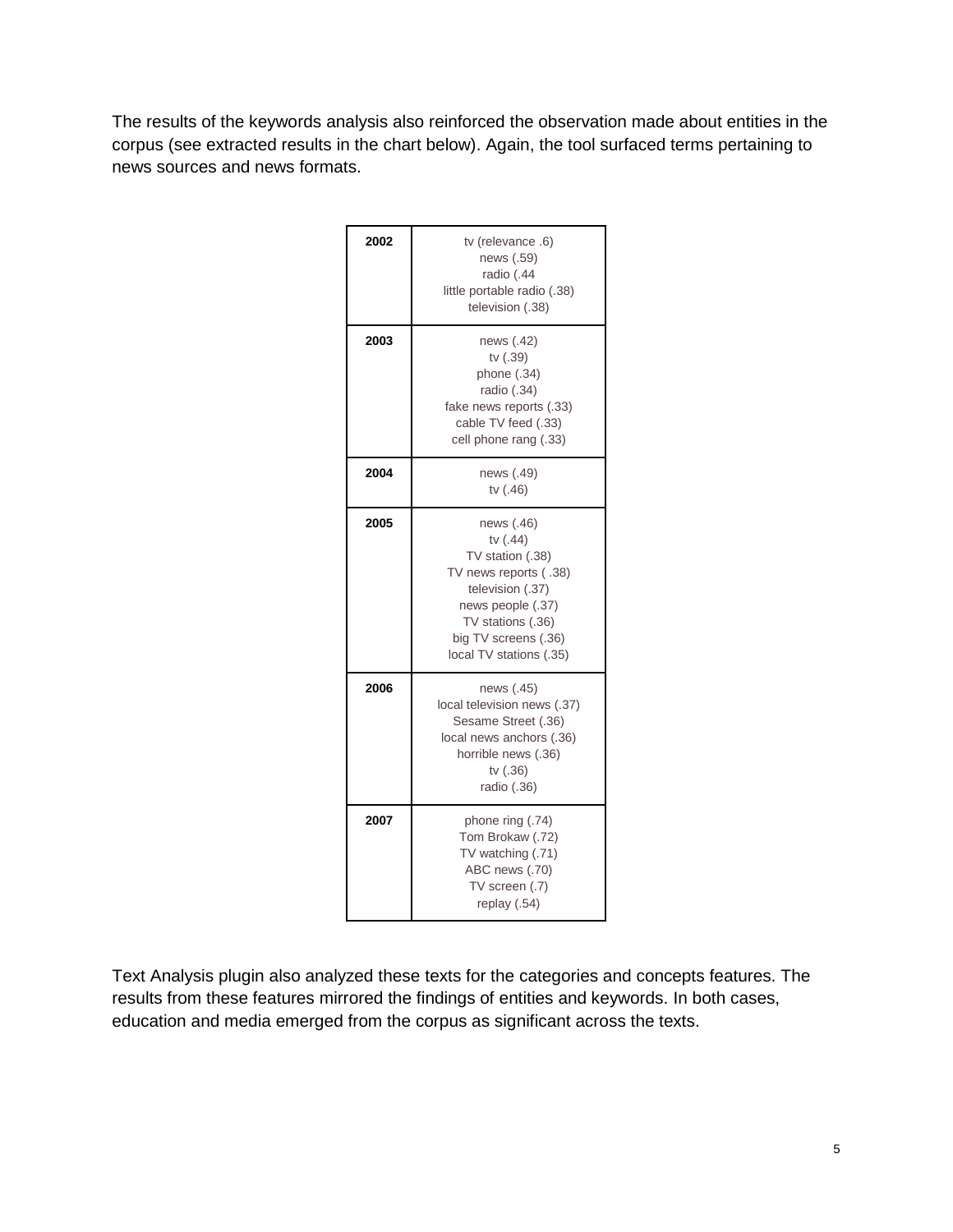The results of the keywords analysis also reinforced the observation made about entities in the corpus (see extracted results in the chart below). Again, the tool surfaced terms pertaining to news sources and news formats.

| | |
|---|---|
| **2002** | tv (relevance .6)<br>news (.59)<br>radio (.44<br>little portable radio (.38)<br>television (.38) |
| **2003** | news (.42)<br>tv (.39)<br>phone (.34)<br>radio (.34)<br>fake news reports (.33)<br>cable TV feed (.33)<br>cell phone rang (.33) |
| **2004** | news (.49)<br>tv (.46) |
| **2005** | news (.46)<br>tv (.44)<br>TV station (.38)<br>TV news reports ( .38)<br>television (.37)<br>news people (.37)<br>TV stations (.36)<br>big TV screens (.36)<br>local TV stations (.35) |
| **2006** | news (.45)<br>local television news (.37)<br>Sesame Street (.36)<br>local news anchors (.36)<br>horrible news (.36)<br>tv (.36)<br>radio (.36) |
| **2007** | phone ring (.74)<br>Tom Brokaw (.72)<br>TV watching (.71)<br>ABC news (.70)<br>TV screen (.7)<br>replay (.54) |

Text Analysis plugin also analyzed these texts for the categories and concepts features. The results from these features mirrored the findings of entities and keywords. In both cases, education and media emerged from the corpus as significant across the texts.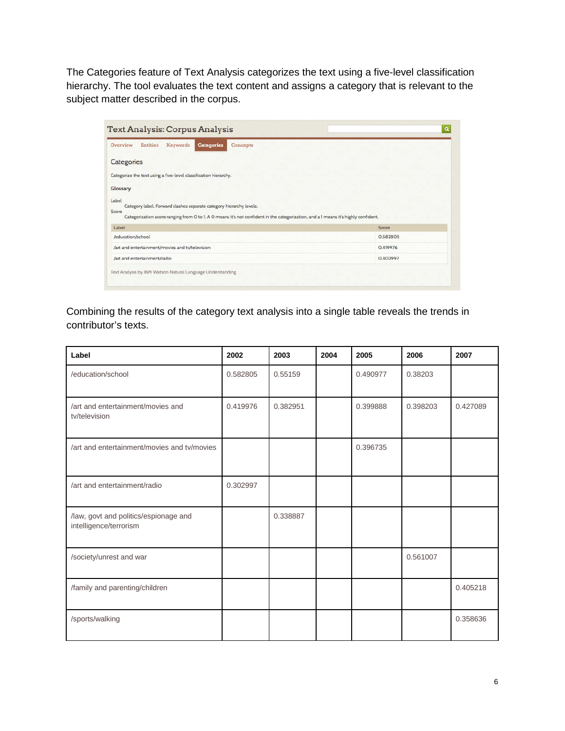The Categories feature of Text Analysis categorizes the text using a five-level classification hierarchy. The tool evaluates the text content and assigns a category that is relevant to the subject matter described in the corpus.

Text Analysis: Corpus Analysis

Overview Entities Keywords **Categories** Concepts

Categories

Categorize the text using a five-level classification hierarchy.

Glossary

Label
Category label. Forward slashes separate category hierarchy levels.

Score
Categorization score ranging from 0 to 1. A 0 means it's not confident in the categorization, and a 1 means it's highly confident.

| Label | Score |
|---|---|
| /education/school | 0.582805 |
| /art and entertainment/movies and tv/television | 0.419976 |
| /art and entertainment/radio | 0.302997 |

Text Analysis by IBM Watson Natural Language Understanding

Combining the results of the category text analysis into a single table reveals the trends in contributor's texts.

| Label | 2002 | 2003 | 2004 | 2005 | 2006 | 2007 |
|---|---|---|---|---|---|---|
| /education/school | 0.582805 | 0.55159 | | 0.490977 | 0.38203 | |
| /art and entertainment/movies and tv/television | 0.419976 | 0.382951 | | 0.399888 | 0.398203 | 0.427089 |
| /art and entertainment/movies and tv/movies | | | | 0.396735 | | |
| /art and entertainment/radio | 0.302997 | | | | | |
| /law, govt and politics/espionage and intelligence/terrorism | | 0.338887 | | | | |
| /society/unrest and war | | | | | 0.561007 | |
| /family and parenting/children | | | | | | 0.405218 |
| /sports/walking | | | | | | 0.358636 |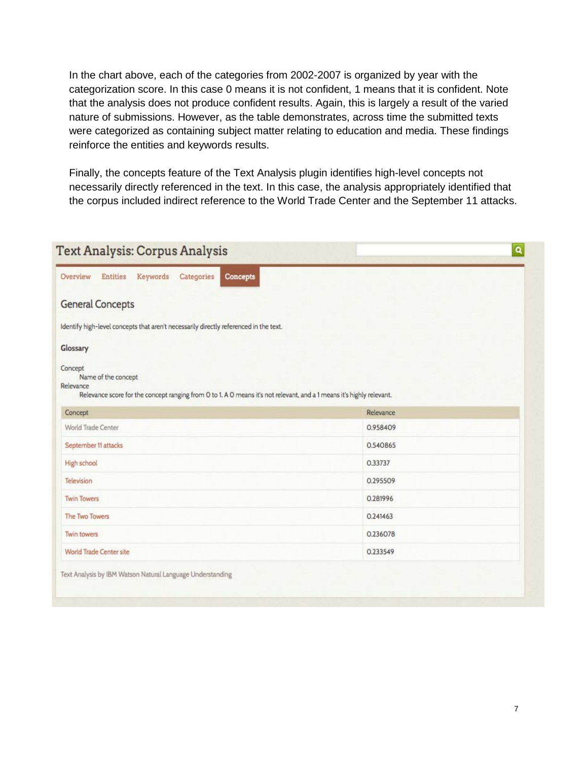In the chart above, each of the categories from 2002-2007 is organized by year with the categorization score. In this case 0 means it is not confident, 1 means that it is confident. Note that the analysis does not produce confident results. Again, this is largely a result of the varied nature of submissions. However, as the table demonstrates, across time the submitted texts were categorized as containing subject matter relating to education and media. These findings reinforce the entities and keywords results.

Finally, the concepts feature of the Text Analysis plugin identifies high-level concepts not necessarily directly referenced in the text. In this case, the analysis appropriately identified that the corpus included indirect reference to the World Trade Center and the September 11 attacks.

## Text Analysis: Corpus Analysis

Overview Entities Keywords Categories **Concepts**

### General Concepts

Identify high-level concepts that aren't necessarily directly referenced in the text.

**Glossary**

Concept
Name of the concept
Relevance
Relevance score for the concept ranging from 0 to 1. A 0 means it's not relevant, and a 1 means it's highly relevant.

| Concept | Relevance |
| --- | --- |
| World Trade Center | 0.958409 |
| September 11 attacks | 0.540865 |
| High school | 0.33737 |
| Television | 0.295509 |
| Twin Towers | 0.281996 |
| The Two Towers | 0.241463 |
| Twin towers | 0.236078 |
| World Trade Center site | 0.233549 |

Text Analysis by IBM Watson Natural Language Understanding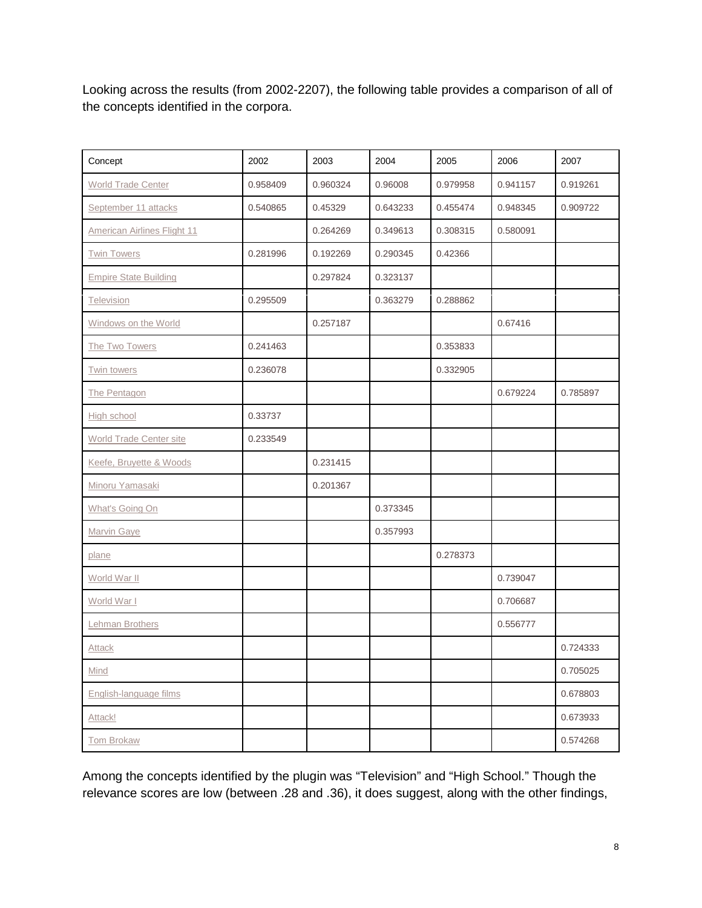Looking across the results (from 2002-2207), the following table provides a comparison of all of the concepts identified in the corpora.

| Concept | 2002 | 2003 | 2004 | 2005 | 2006 | 2007 |
|---|---|---|---|---|---|---|
| World Trade Center | 0.958409 | 0.960324 | 0.96008 | 0.979958 | 0.941157 | 0.919261 |
| September 11 attacks | 0.540865 | 0.45329 | 0.643233 | 0.455474 | 0.948345 | 0.909722 |
| American Airlines Flight 11 | | 0.264269 | 0.349613 | 0.308315 | 0.580091 | |
| Twin Towers | 0.281996 | 0.192269 | 0.290345 | 0.42366 | | |
| Empire State Building | | 0.297824 | 0.323137 | | | |
| Television | 0.295509 | | 0.363279 | 0.288862 | | |
| Windows on the World | | 0.257187 | | | 0.67416 | |
| The Two Towers | 0.241463 | | | 0.353833 | | |
| Twin towers | 0.236078 | | | 0.332905 | | |
| The Pentagon | | | | | 0.679224 | 0.785897 |
| High school | 0.33737 | | | | | |
| World Trade Center site | 0.233549 | | | | | |
| Keefe, Bruyette & Woods | | 0.231415 | | | | |
| Minoru Yamasaki | | 0.201367 | | | | |
| What's Going On | | | 0.373345 | | | |
| Marvin Gaye | | | 0.357993 | | | |
| plane | | | | 0.278373 | | |
| World War II | | | | | 0.739047 | |
| World War I | | | | | 0.706687 | |
| Lehman Brothers | | | | | 0.556777 | |
| Attack | | | | | | 0.724333 |
| Mind | | | | | | 0.705025 |
| English-language films | | | | | | 0.678803 |
| Attack! | | | | | | 0.673933 |
| Tom Brokaw | | | | | | 0.574268 |

Among the concepts identified by the plugin was "Television" and "High School." Though the relevance scores are low (between .28 and .36), it does suggest, along with the other findings,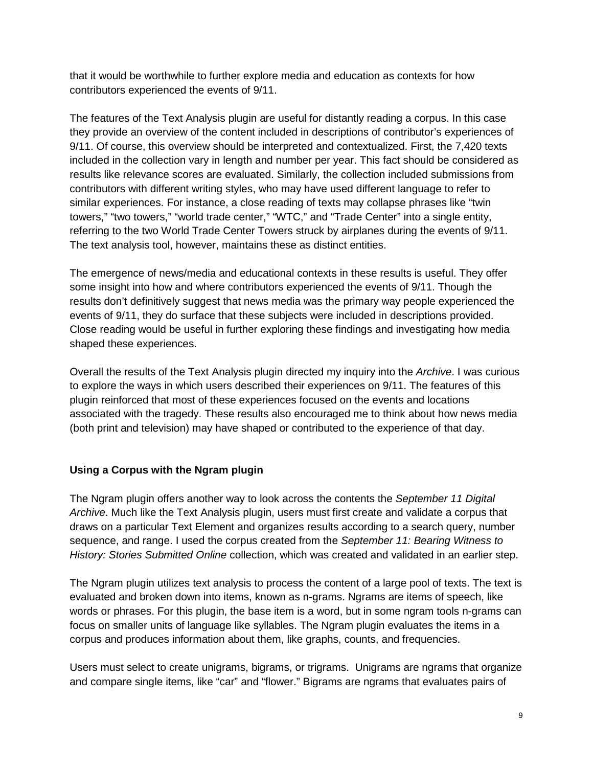that it would be worthwhile to further explore media and education as contexts for how contributors experienced the events of 9/11.

The features of the Text Analysis plugin are useful for distantly reading a corpus. In this case they provide an overview of the content included in descriptions of contributor's experiences of 9/11. Of course, this overview should be interpreted and contextualized. First, the 7,420 texts included in the collection vary in length and number per year. This fact should be considered as results like relevance scores are evaluated. Similarly, the collection included submissions from contributors with different writing styles, who may have used different language to refer to similar experiences. For instance, a close reading of texts may collapse phrases like "twin towers," "two towers," "world trade center," "WTC," and "Trade Center" into a single entity, referring to the two World Trade Center Towers struck by airplanes during the events of 9/11. The text analysis tool, however, maintains these as distinct entities.

The emergence of news/media and educational contexts in these results is useful. They offer some insight into how and where contributors experienced the events of 9/11. Though the results don't definitively suggest that news media was the primary way people experienced the events of 9/11, they do surface that these subjects were included in descriptions provided. Close reading would be useful in further exploring these findings and investigating how media shaped these experiences.

Overall the results of the Text Analysis plugin directed my inquiry into the *Archive*. I was curious to explore the ways in which users described their experiences on 9/11. The features of this plugin reinforced that most of these experiences focused on the events and locations associated with the tragedy. These results also encouraged me to think about how news media (both print and television) may have shaped or contributed to the experience of that day.

**Using a Corpus with the Ngram plugin**

The Ngram plugin offers another way to look across the contents the *September 11 Digital Archive*. Much like the Text Analysis plugin, users must first create and validate a corpus that draws on a particular Text Element and organizes results according to a search query, number sequence, and range. I used the corpus created from the *September 11: Bearing Witness to History: Stories Submitted Online* collection, which was created and validated in an earlier step.

The Ngram plugin utilizes text analysis to process the content of a large pool of texts. The text is evaluated and broken down into items, known as n-grams. Ngrams are items of speech, like words or phrases. For this plugin, the base item is a word, but in some ngram tools n-grams can focus on smaller units of language like syllables. The Ngram plugin evaluates the items in a corpus and produces information about them, like graphs, counts, and frequencies.

Users must select to create unigrams, bigrams, or trigrams.  Unigrams are ngrams that organize and compare single items, like "car" and "flower." Bigrams are ngrams that evaluates pairs of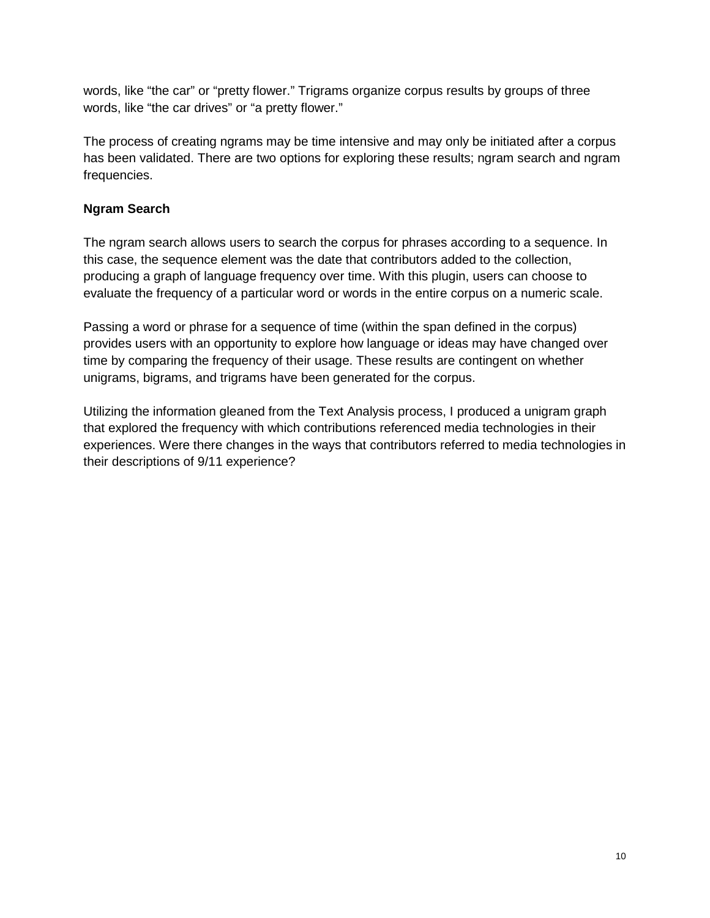words, like “the car” or “pretty flower.” Trigrams organize corpus results by groups of three words, like “the car drives” or “a pretty flower.”

The process of creating ngrams may be time intensive and may only be initiated after a corpus has been validated. There are two options for exploring these results; ngram search and ngram frequencies.

**Ngram Search**

The ngram search allows users to search the corpus for phrases according to a sequence. In this case, the sequence element was the date that contributors added to the collection, producing a graph of language frequency over time. With this plugin, users can choose to evaluate the frequency of a particular word or words in the entire corpus on a numeric scale.

Passing a word or phrase for a sequence of time (within the span defined in the corpus) provides users with an opportunity to explore how language or ideas may have changed over time by comparing the frequency of their usage. These results are contingent on whether unigrams, bigrams, and trigrams have been generated for the corpus.

Utilizing the information gleaned from the Text Analysis process, I produced a unigram graph that explored the frequency with which contributions referenced media technologies in their experiences. Were there changes in the ways that contributors referred to media technologies in their descriptions of 9/11 experience?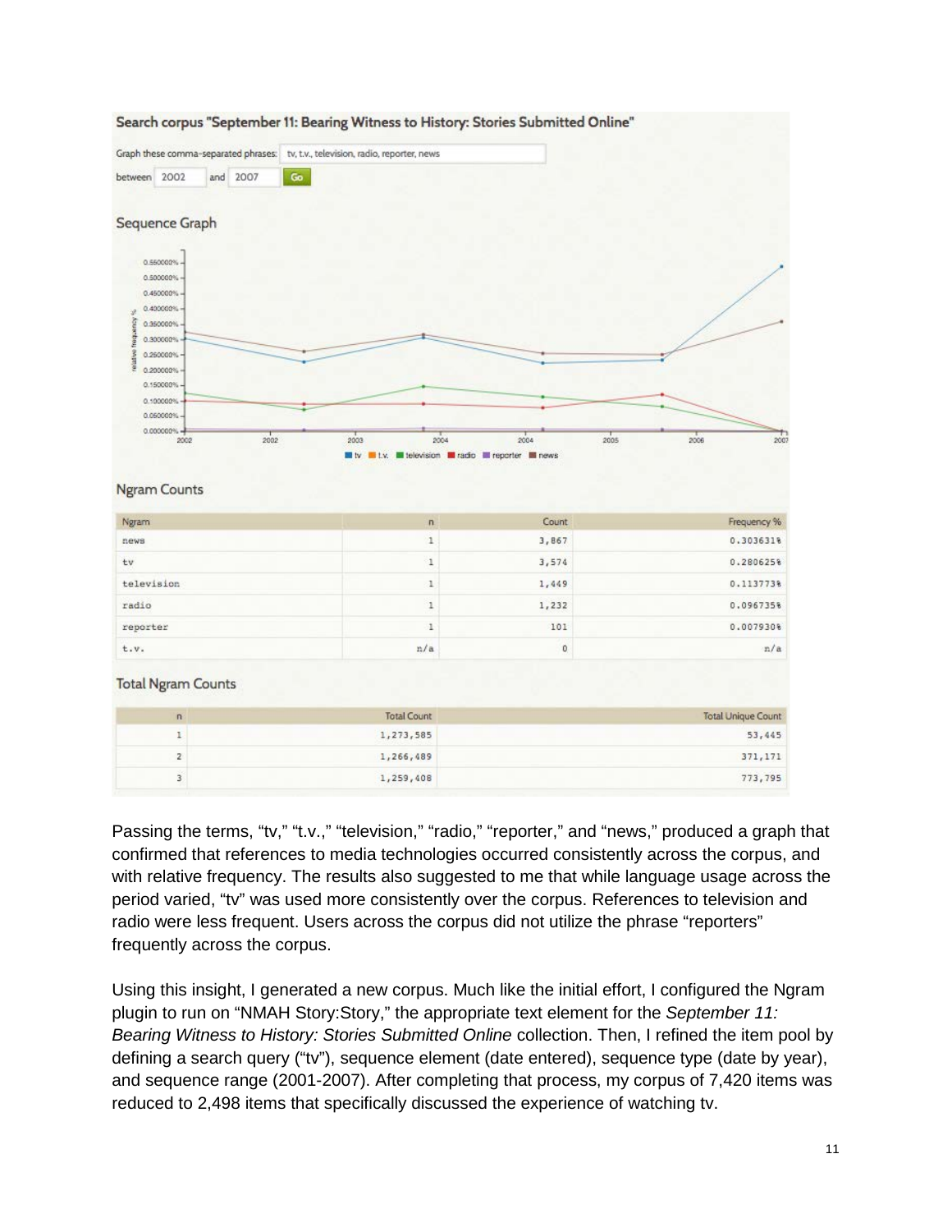**Search corpus "September 11: Bearing Witness to History: Stories Submitted Online"**

Graph these comma-separated phrases: tv, t.v., television, radio, reporter, news

between 2002 and 2007 Go

### Sequence Graph

### Ngram Counts

| Ngram | n | Count | Frequency % |
|---|---|---|---|
| news | 1 | 3,867 | 0.303631% |
| tv | 1 | 3,574 | 0.280625% |
| television | 1 | 1,449 | 0.113773% |
| radio | 1 | 1,232 | 0.096735% |
| reporter | 1 | 101 | 0.007930% |
| t.v. | n/a | 0 | n/a |

### Total Ngram Counts

| n | Total Count | Total Unique Count |
|---|---|---|
| 1 | 1,273,585 | 53,445 |
| 2 | 1,266,489 | 371,171 |
| 3 | 1,259,408 | 773,795 |

Passing the terms, "tv," "t.v.," "television," "radio," "reporter," and "news," produced a graph that confirmed that references to media technologies occurred consistently across the corpus, and with relative frequency. The results also suggested to me that while language usage across the period varied, "tv" was used more consistently over the corpus. References to television and radio were less frequent. Users across the corpus did not utilize the phrase "reporters" frequently across the corpus.

Using this insight, I generated a new corpus. Much like the initial effort, I configured the Ngram plugin to run on "NMAH Story:Story," the appropriate text element for the *September 11: Bearing Witness to History: Stories Submitted Online* collection. Then, I refined the item pool by defining a search query ("tv"), sequence element (date entered), sequence type (date by year), and sequence range (2001-2007). After completing that process, my corpus of 7,420 items was reduced to 2,498 items that specifically discussed the experience of watching tv.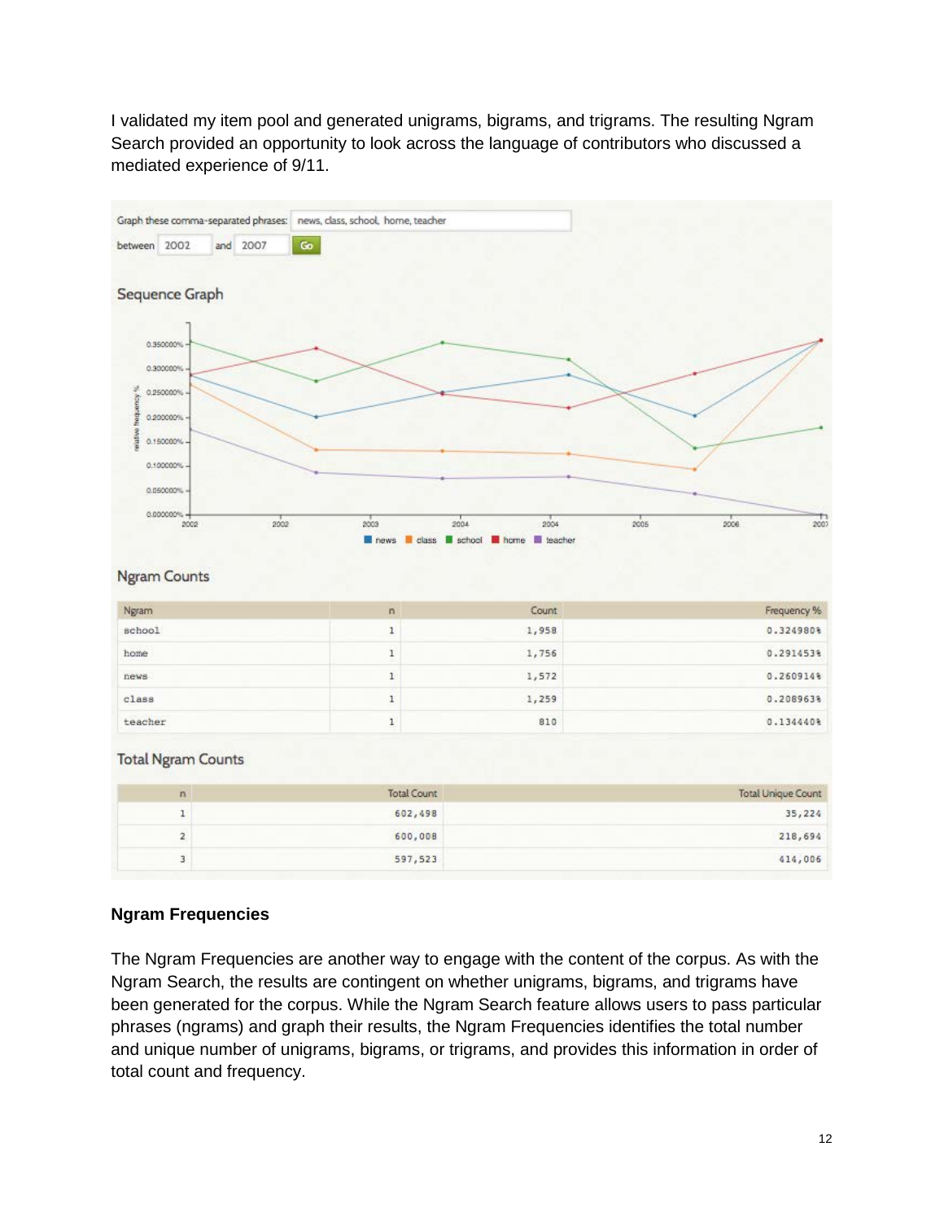I validated my item pool and generated unigrams, bigrams, and trigrams. The resulting Ngram Search provided an opportunity to look across the language of contributors who discussed a mediated experience of 9/11.

Graph these comma-separated phrases: news, class, school, home, teacher

between 2002 and 2007 Go

### Sequence Graph

### Ngram Counts

| Ngram | n | Count | Frequency % |
|---|---|---|---|
| school | 1 | 1,958 | 0.3249808% |
| home | 1 | 1,756 | 0.2914538% |
| news | 1 | 1,572 | 0.2609148% |
| class | 1 | 1,259 | 0.2089638% |
| teacher | 1 | 810 | 0.1344408% |

### Total Ngram Counts

| n | Total Count | Total Unique Count |
|---|---|---|
| 1 | 602,498 | 35,224 |
| 2 | 600,008 | 218,694 |
| 3 | 597,523 | 414,006 |

**Ngram Frequencies**

The Ngram Frequencies are another way to engage with the content of the corpus. As with the Ngram Search, the results are contingent on whether unigrams, bigrams, and trigrams have been generated for the corpus. While the Ngram Search feature allows users to pass particular phrases (ngrams) and graph their results, the Ngram Frequencies identifies the total number and unique number of unigrams, bigrams, or trigrams, and provides this information in order of total count and frequency.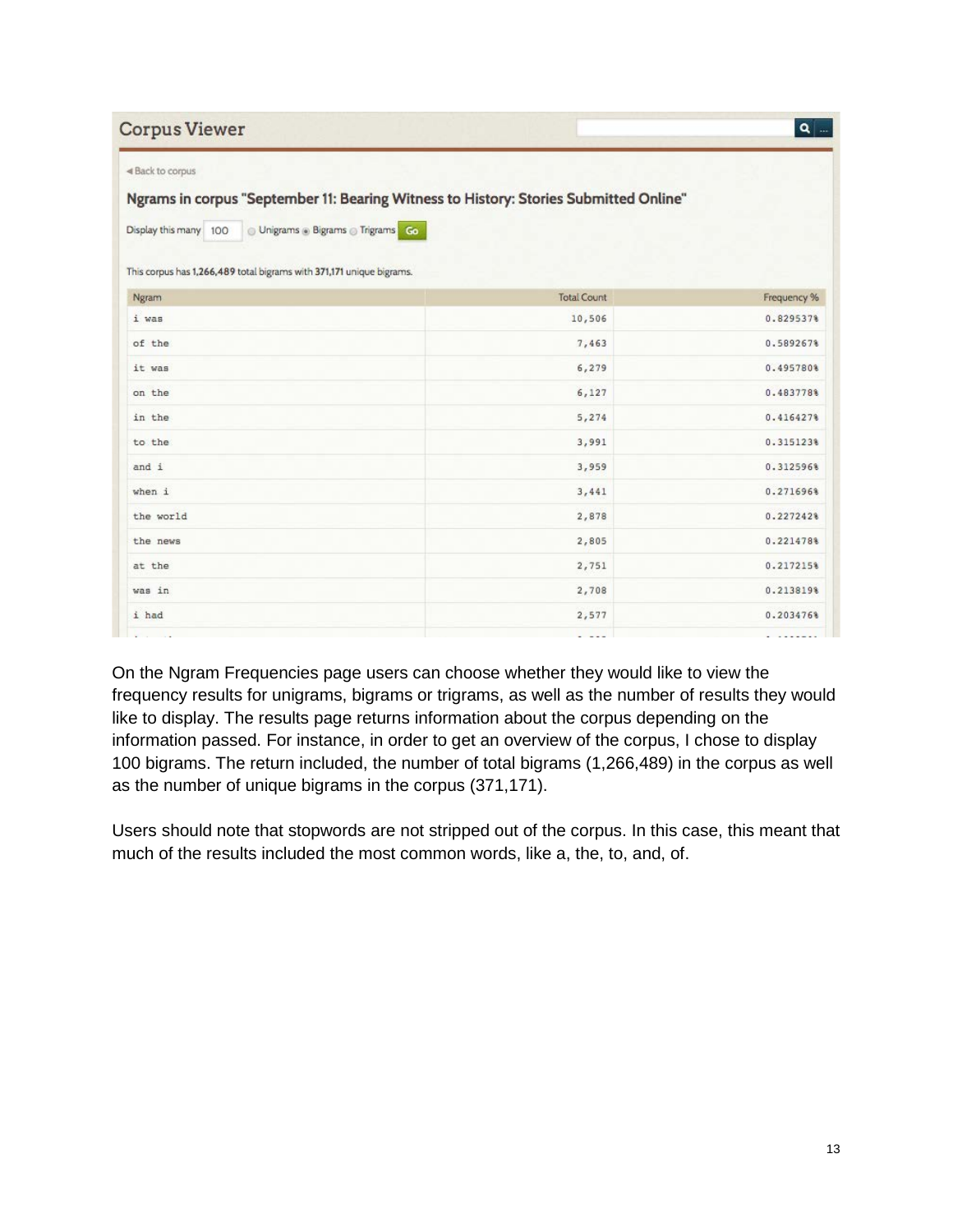Corpus Viewer

◂ Back to corpus

**Ngrams in corpus "September 11: Bearing Witness to History: Stories Submitted Online"**

Display this many 100 ○ Unigrams ◉ Bigrams ○ Trigrams Go

This corpus has **1,266,489** total bigrams with **371,171** unique bigrams.

| Ngram | Total Count | Frequency % |
|---|---|---|
| i was | 10,506 | 0.829537% |
| of the | 7,463 | 0.589267% |
| it was | 6,279 | 0.495780% |
| on the | 6,127 | 0.483778% |
| in the | 5,274 | 0.416427% |
| to the | 3,991 | 0.315123% |
| and i | 3,959 | 0.312596% |
| when i | 3,441 | 0.271696% |
| the world | 2,878 | 0.227242% |
| the news | 2,805 | 0.221478% |
| at the | 2,751 | 0.217215% |
| was in | 2,708 | 0.213819% |
| i had | 2,577 | 0.203476% |

On the Ngram Frequencies page users can choose whether they would like to view the frequency results for unigrams, bigrams or trigrams, as well as the number of results they would like to display. The results page returns information about the corpus depending on the information passed. For instance, in order to get an overview of the corpus, I chose to display 100 bigrams. The return included, the number of total bigrams (1,266,489) in the corpus as well as the number of unique bigrams in the corpus (371,171).

Users should note that stopwords are not stripped out of the corpus. In this case, this meant that much of the results included the most common words, like a, the, to, and, of.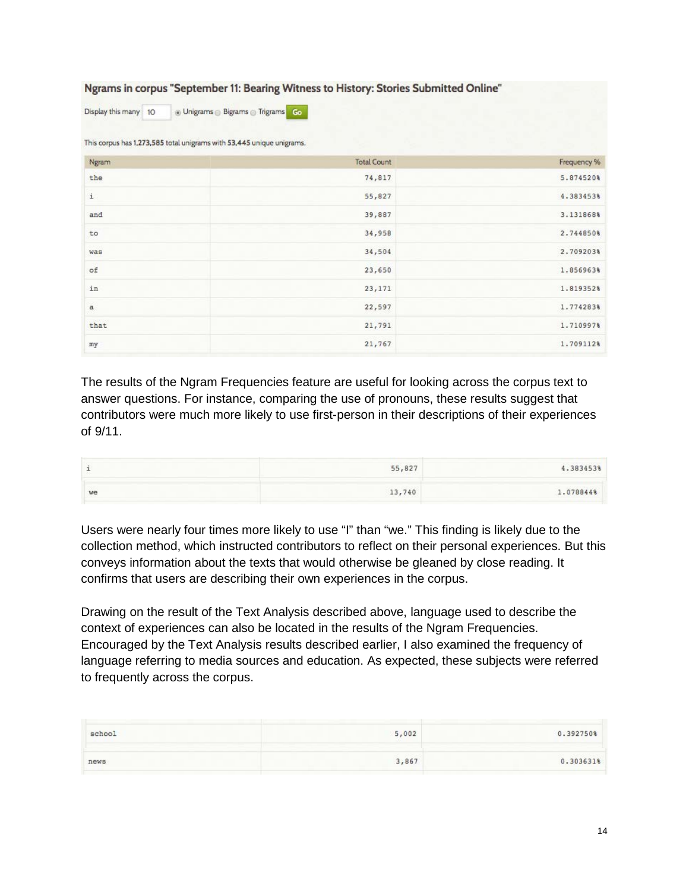**Ngrams in corpus "September 11: Bearing Witness to History: Stories Submitted Online"**

Display this many 10 ◉ Unigrams ○ Bigrams ○ Trigrams Go

This corpus has **1,273,585** total unigrams with **53,445** unique unigrams.

| Ngram | Total Count | Frequency % |
| --- | --- | --- |
| the | 74,817 | 5.874520% |
| i | 55,827 | 4.383453% |
| and | 39,887 | 3.131868% |
| to | 34,958 | 2.744850% |
| was | 34,504 | 2.709203% |
| of | 23,650 | 1.856963% |
| in | 23,171 | 1.819352% |
| a | 22,597 | 1.774283% |
| that | 21,791 | 1.710997% |
| my | 21,767 | 1.709112% |

The results of the Ngram Frequencies feature are useful for looking across the corpus text to answer questions. For instance, comparing the use of pronouns, these results suggest that contributors were much more likely to use first-person in their descriptions of their experiences of 9/11.

| | | |
| --- | --- | --- |
| i | 55,827 | 4.383453% |
| we | 13,740 | 1.078844% |

Users were nearly four times more likely to use "I" than "we." This finding is likely due to the collection method, which instructed contributors to reflect on their personal experiences. But this conveys information about the texts that would otherwise be gleaned by close reading. It confirms that users are describing their own experiences in the corpus.

Drawing on the result of the Text Analysis described above, language used to describe the context of experiences can also be located in the results of the Ngram Frequencies. Encouraged by the Text Analysis results described earlier, I also examined the frequency of language referring to media sources and education. As expected, these subjects were referred to frequently across the corpus.

| | | |
| --- | --- | --- |
| school | 5,002 | 0.392750% |
| news | 3,867 | 0.303631% |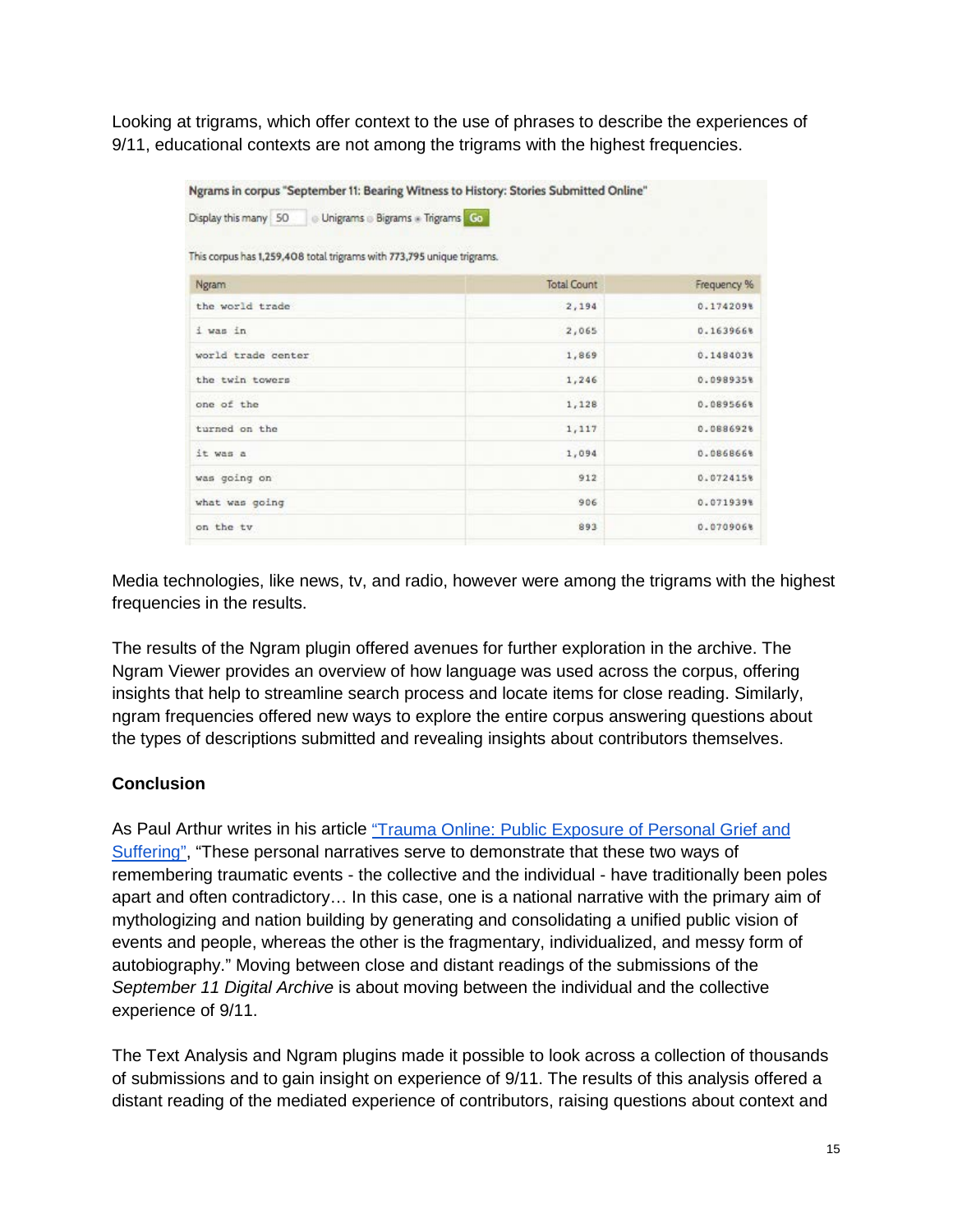Looking at trigrams, which offer context to the use of phrases to describe the experiences of 9/11, educational contexts are not among the trigrams with the highest frequencies.

Ngrams in corpus "September 11: Bearing Witness to History: Stories Submitted Online"

Display this many 50 ○ Unigrams ○ Bigrams ● Trigrams Go

This corpus has 1,259,408 total trigrams with 773,795 unique trigrams.

| Ngram | Total Count | Frequency % |
|---|---|---|
| the world trade | 2,194 | 0.174209% |
| i was in | 2,065 | 0.163966% |
| world trade center | 1,869 | 0.148403% |
| the twin towers | 1,246 | 0.098935% |
| one of the | 1,128 | 0.089566% |
| turned on the | 1,117 | 0.088692% |
| it was a | 1,094 | 0.086866% |
| was going on | 912 | 0.072415% |
| what was going | 906 | 0.071939% |
| on the tv | 893 | 0.070906% |

Media technologies, like news, tv, and radio, however were among the trigrams with the highest frequencies in the results.

The results of the Ngram plugin offered avenues for further exploration in the archive. The Ngram Viewer provides an overview of how language was used across the corpus, offering insights that help to streamline search process and locate items for close reading. Similarly, ngram frequencies offered new ways to explore the entire corpus answering questions about the types of descriptions submitted and revealing insights about contributors themselves.

**Conclusion**

As Paul Arthur writes in his article "Trauma Online: Public Exposure of Personal Grief and Suffering", "These personal narratives serve to demonstrate that these two ways of remembering traumatic events - the collective and the individual - have traditionally been poles apart and often contradictory… In this case, one is a national narrative with the primary aim of mythologizing and nation building by generating and consolidating a unified public vision of events and people, whereas the other is the fragmentary, individualized, and messy form of autobiography." Moving between close and distant readings of the submissions of the *September 11 Digital Archive* is about moving between the individual and the collective experience of 9/11.

The Text Analysis and Ngram plugins made it possible to look across a collection of thousands of submissions and to gain insight on experience of 9/11. The results of this analysis offered a distant reading of the mediated experience of contributors, raising questions about context and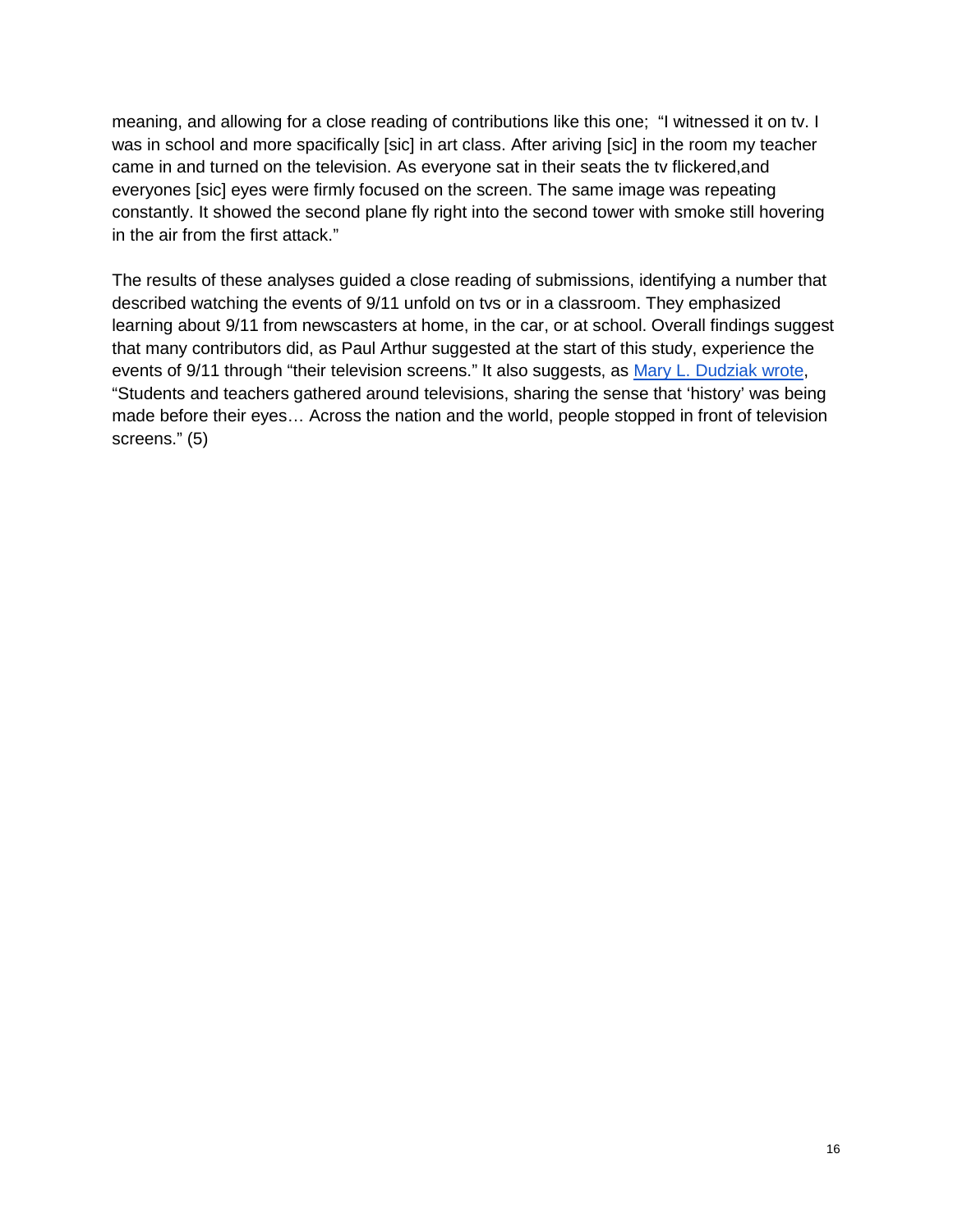meaning, and allowing for a close reading of contributions like this one;  "I witnessed it on tv. I was in school and more spacifically [sic] in art class. After ariving [sic] in the room my teacher came in and turned on the television. As everyone sat in their seats the tv flickered,and everyones [sic] eyes were firmly focused on the screen. The same image was repeating constantly. It showed the second plane fly right into the second tower with smoke still hovering in the air from the first attack."

The results of these analyses guided a close reading of submissions, identifying a number that described watching the events of 9/11 unfold on tvs or in a classroom. They emphasized learning about 9/11 from newscasters at home, in the car, or at school. Overall findings suggest that many contributors did, as Paul Arthur suggested at the start of this study, experience the events of 9/11 through "their television screens." It also suggests, as Mary L. Dudziak wrote, "Students and teachers gathered around televisions, sharing the sense that 'history' was being made before their eyes… Across the nation and the world, people stopped in front of television screens." (5)